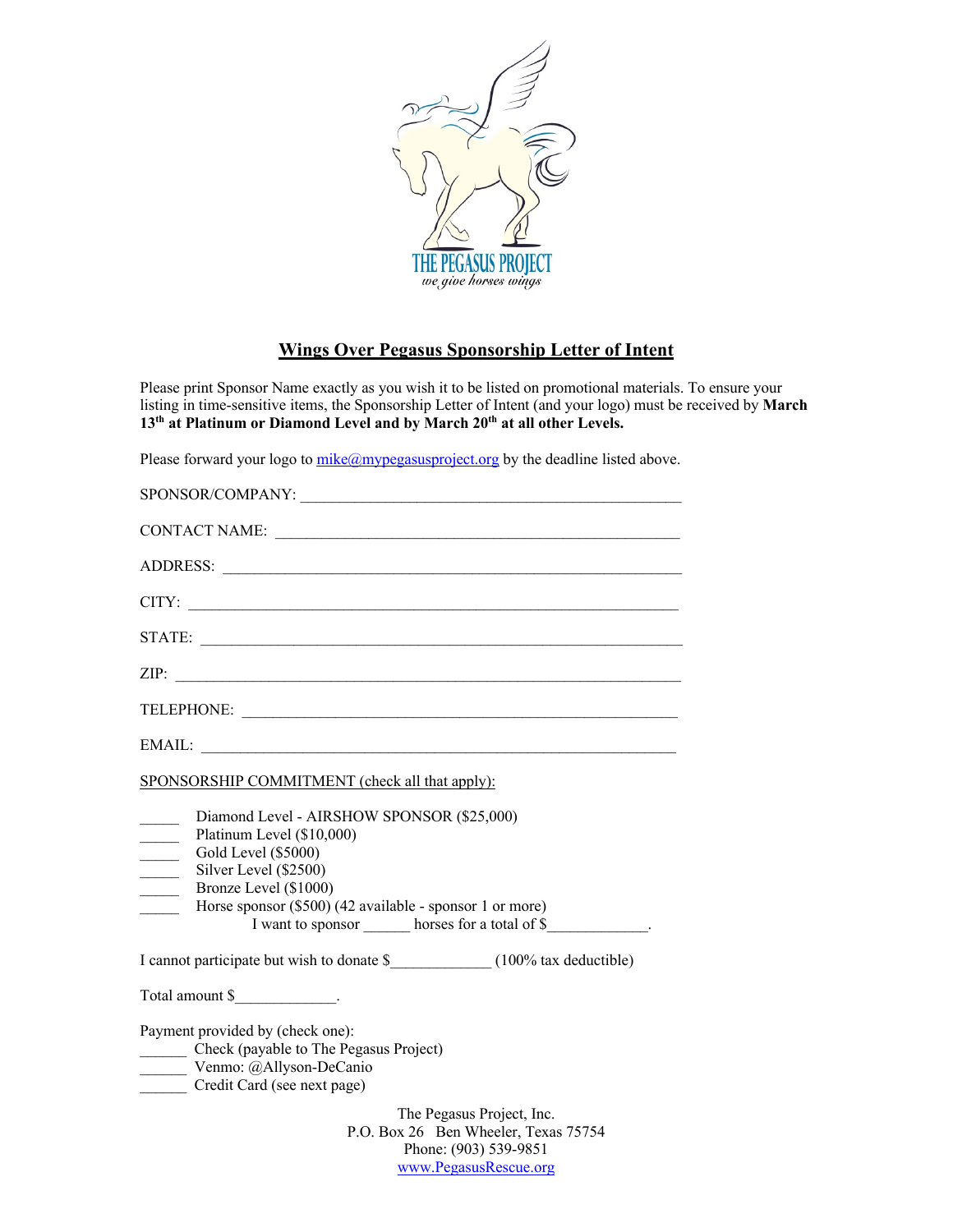THE PEGASUS PROJECT

*we give horses wings*

## Wings Over Pegasus Sponsorship Letter of Intent

Please print Sponsor Name exactly as you wish it to be listed on promotional materials. To ensure your listing in time-sensitive items, the Sponsorship Letter of Intent (and your logo) must be received by **March 13th at Platinum or Diamond Level and by March 20th at all other Levels.**

Please forward your logo to mike@mypegasusproject.org by the deadline listed above.

SPONSOR/COMPANY: ________________________________________________

CONTACT NAME: ________________________________________________

ADDRESS: ________________________________________________

CITY: ________________________________________________

STATE: ________________________________________________

ZIP: ________________________________________________

TELEPHONE: ________________________________________________

EMAIL: ________________________________________________

SPONSORSHIP COMMITMENT (check all that apply):

_____ Diamond Level - AIRSHOW SPONSOR ($25,000)
_____ Platinum Level ($10,000)
_____ Gold Level ($5000)
_____ Silver Level ($2500)
_____ Bronze Level ($1000)
_____ Horse sponsor ($500) (42 available - sponsor 1 or more)
I want to sponsor ______ horses for a total of $_____________.

I cannot participate but wish to donate $_____________ (100% tax deductible)

Total amount $_____________.

Payment provided by (check one):
______ Check (payable to The Pegasus Project)
______ Venmo: @Allyson-DeCanio
______ Credit Card (see next page)

The Pegasus Project, Inc.
P.O. Box 26 Ben Wheeler, Texas 75754
Phone: (903) 539-9851
www.PegasusRescue.org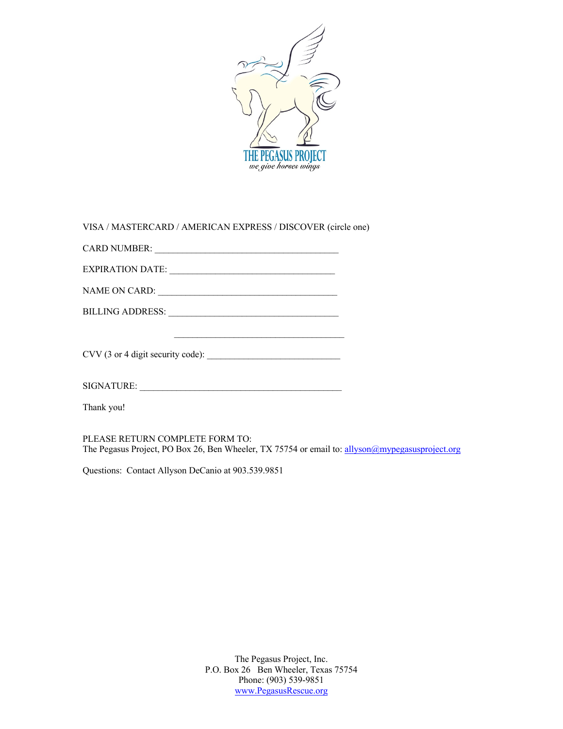THE PEGASUS PROJECT
*we give horses wings*

VISA / MASTERCARD / AMERICAN EXPRESS / DISCOVER (circle one)

CARD NUMBER: ________________________________________

EXPIRATION DATE: ____________________________________

NAME ON CARD: ______________________________________

BILLING ADDRESS: ____________________________________

_____________________________________

CVV (3 or 4 digit security code): _____________________________

SIGNATURE: ____________________________________________

Thank you!

PLEASE RETURN COMPLETE FORM TO:
The Pegasus Project, PO Box 26, Ben Wheeler, TX 75754 or email to: allyson@mypegasusproject.org

Questions: Contact Allyson DeCanio at 903.539.9851

The Pegasus Project, Inc.
P.O. Box 26 Ben Wheeler, Texas 75754
Phone: (903) 539-9851
www.PegasusRescue.org